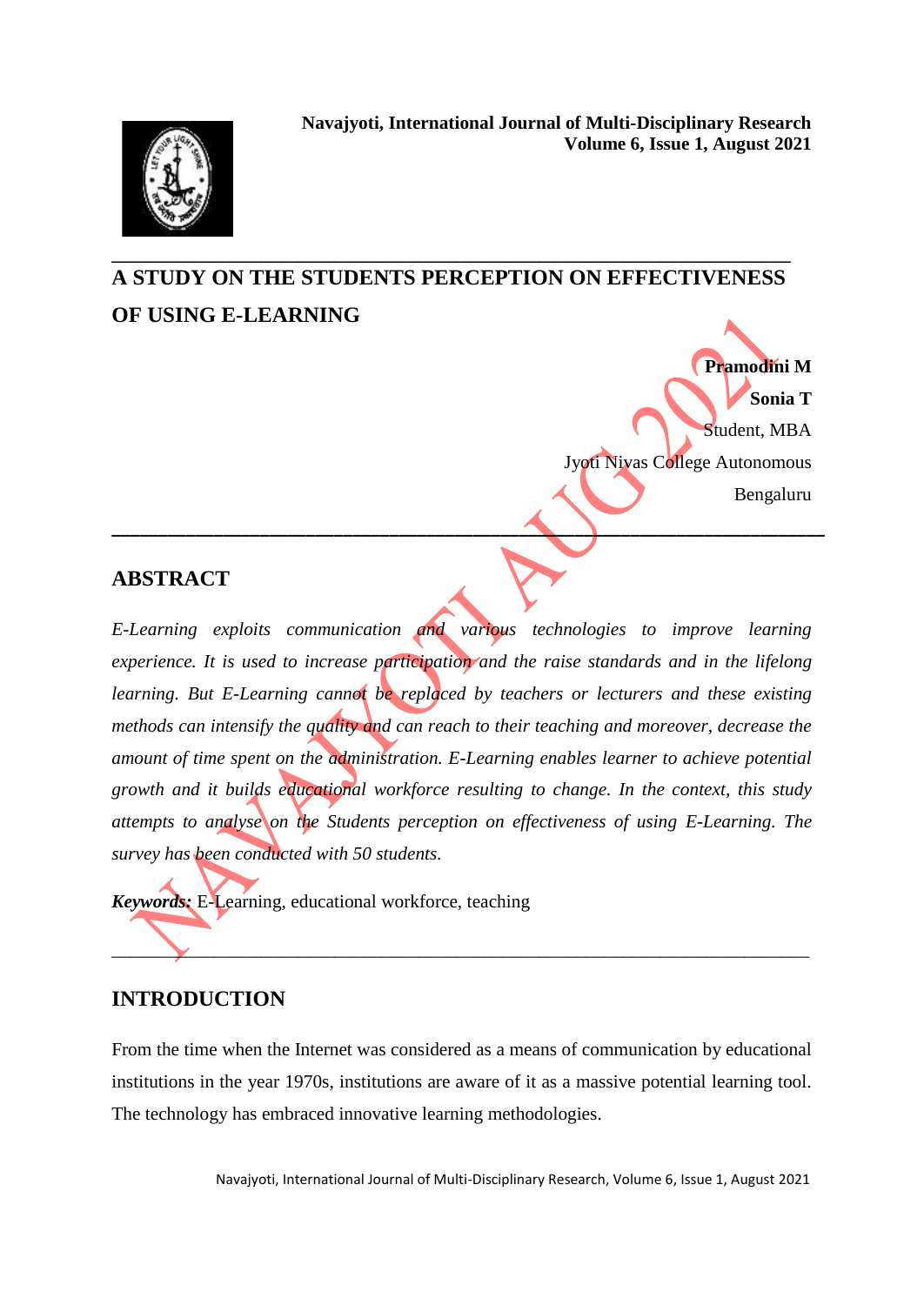# A STUDY ON THE STUDENTS PERCEPTION ON EFFECTIVENESS OF USING E-LEARNING

**Pramodini M**
**Sonia T**
Student, MBA
Jyoti Nivas College Autonomous
Bengaluru

## ABSTRACT

*E-Learning exploits communication and various technologies to improve learning experience. It is used to increase participation and the raise standards and in the lifelong learning. But E-Learning cannot be replaced by teachers or lecturers and these existing methods can intensify the quality and can reach to their teaching and moreover, decrease the amount of time spent on the administration. E-Learning enables learner to achieve potential growth and it builds educational workforce resulting to change. In the context, this study attempts to analyse on the Students perception on effectiveness of using E-Learning. The survey has been conducted with 50 students.*

***Keywords:*** E-Learning, educational workforce, teaching

## INTRODUCTION

From the time when the Internet was considered as a means of communication by educational institutions in the year 1970s, institutions are aware of it as a massive potential learning tool. The technology has embraced innovative learning methodologies.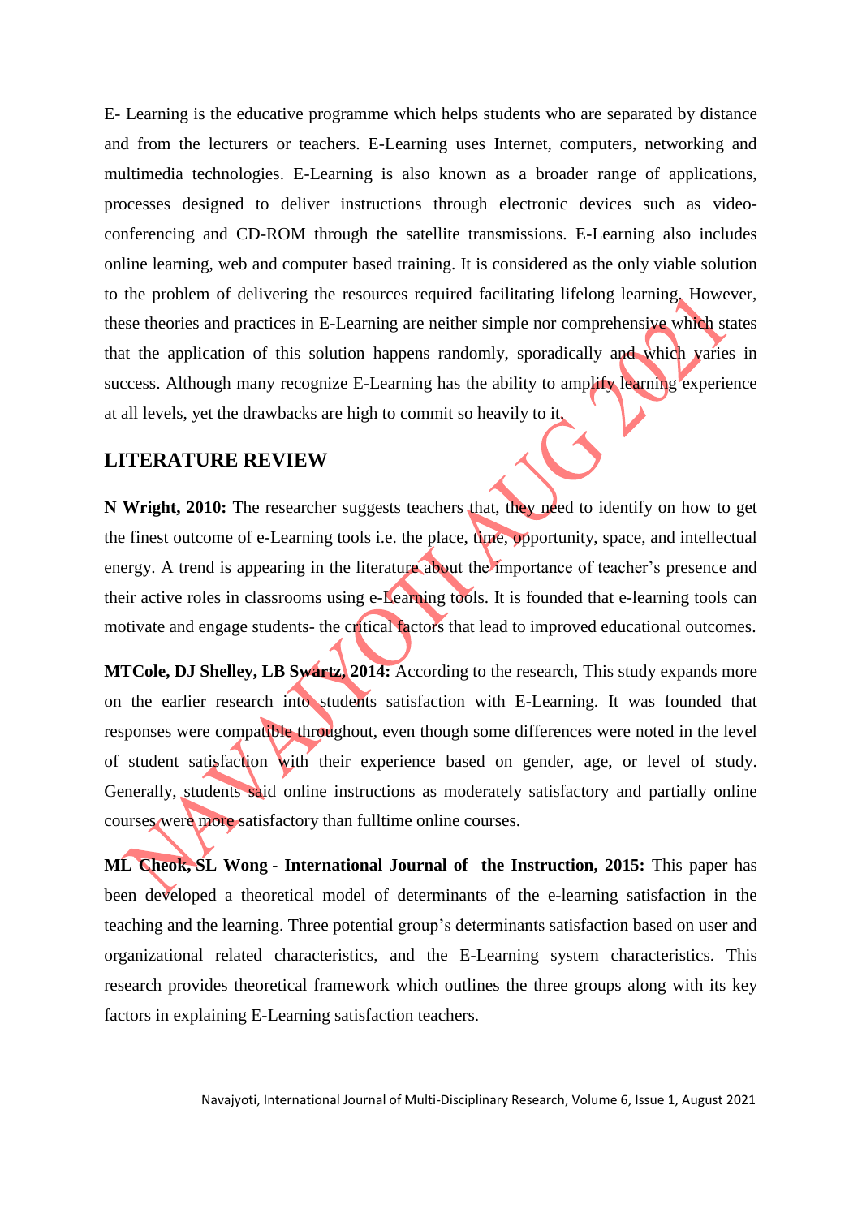E- Learning is the educative programme which helps students who are separated by distance and from the lecturers or teachers. E-Learning uses Internet, computers, networking and multimedia technologies. E-Learning is also known as a broader range of applications, processes designed to deliver instructions through electronic devices such as video-conferencing and CD-ROM through the satellite transmissions. E-Learning also includes online learning, web and computer based training. It is considered as the only viable solution to the problem of delivering the resources required facilitating lifelong learning. However, these theories and practices in E-Learning are neither simple nor comprehensive which states that the application of this solution happens randomly, sporadically and which varies in success. Although many recognize E-Learning has the ability to amplify learning experience at all levels, yet the drawbacks are high to commit so heavily to it.

## LITERATURE REVIEW

**N Wright, 2010:** The researcher suggests teachers that, they need to identify on how to get the finest outcome of e-Learning tools i.e. the place, time, opportunity, space, and intellectual energy. A trend is appearing in the literature about the importance of teacher's presence and their active roles in classrooms using e-Learning tools. It is founded that e-learning tools can motivate and engage students- the critical factors that lead to improved educational outcomes.

**MTCole, DJ Shelley, LB Swartz, 2014:** According to the research, This study expands more on the earlier research into students satisfaction with E-Learning. It was founded that responses were compatible throughout, even though some differences were noted in the level of student satisfaction with their experience based on gender, age, or level of study. Generally, students said online instructions as moderately satisfactory and partially online courses were more satisfactory than fulltime online courses.

**ML Cheok, SL Wong - International Journal of the Instruction, 2015:** This paper has been developed a theoretical model of determinants of the e-learning satisfaction in the teaching and the learning. Three potential group's determinants satisfaction based on user and organizational related characteristics, and the E-Learning system characteristics. This research provides theoretical framework which outlines the three groups along with its key factors in explaining E-Learning satisfaction teachers.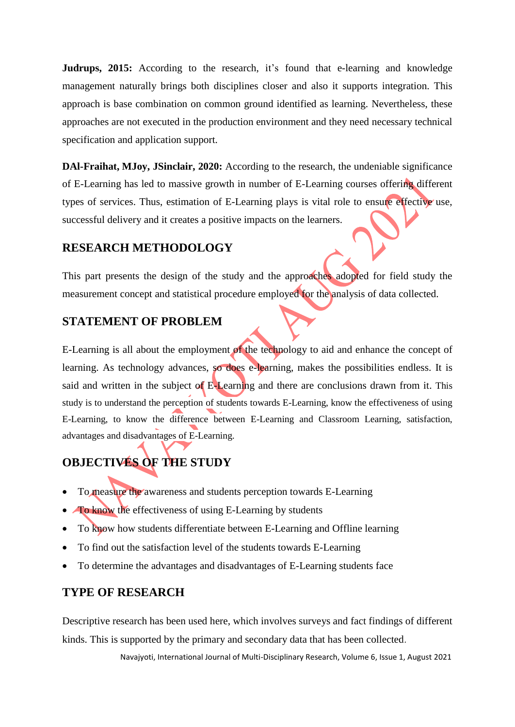**Judrups, 2015:** According to the research, it's found that e-learning and knowledge management naturally brings both disciplines closer and also it supports integration. This approach is base combination on common ground identified as learning. Nevertheless, these approaches are not executed in the production environment and they need necessary technical specification and application support.

**DAl-Fraihat, MJoy, JSinclair, 2020:** According to the research, the undeniable significance of E-Learning has led to massive growth in number of E-Learning courses offering different types of services. Thus, estimation of E-Learning plays is vital role to ensure effective use, successful delivery and it creates a positive impacts on the learners.

## RESEARCH METHODOLOGY

This part presents the design of the study and the approaches adopted for field study the measurement concept and statistical procedure employed for the analysis of data collected.

## STATEMENT OF PROBLEM

E-Learning is all about the employment of the technology to aid and enhance the concept of learning. As technology advances, so does e-learning, makes the possibilities endless. It is said and written in the subject of E-Learning and there are conclusions drawn from it. This study is to understand the perception of students towards E-Learning, know the effectiveness of using E-Learning, to know the difference between E-Learning and Classroom Learning, satisfaction, advantages and disadvantages of E-Learning.

## OBJECTIVES OF THE STUDY

- To measure the awareness and students perception towards E-Learning
- To know the effectiveness of using E-Learning by students
- To know how students differentiate between E-Learning and Offline learning
- To find out the satisfaction level of the students towards E-Learning
- To determine the advantages and disadvantages of E-Learning students face

## TYPE OF RESEARCH

Descriptive research has been used here, which involves surveys and fact findings of different kinds. This is supported by the primary and secondary data that has been collected.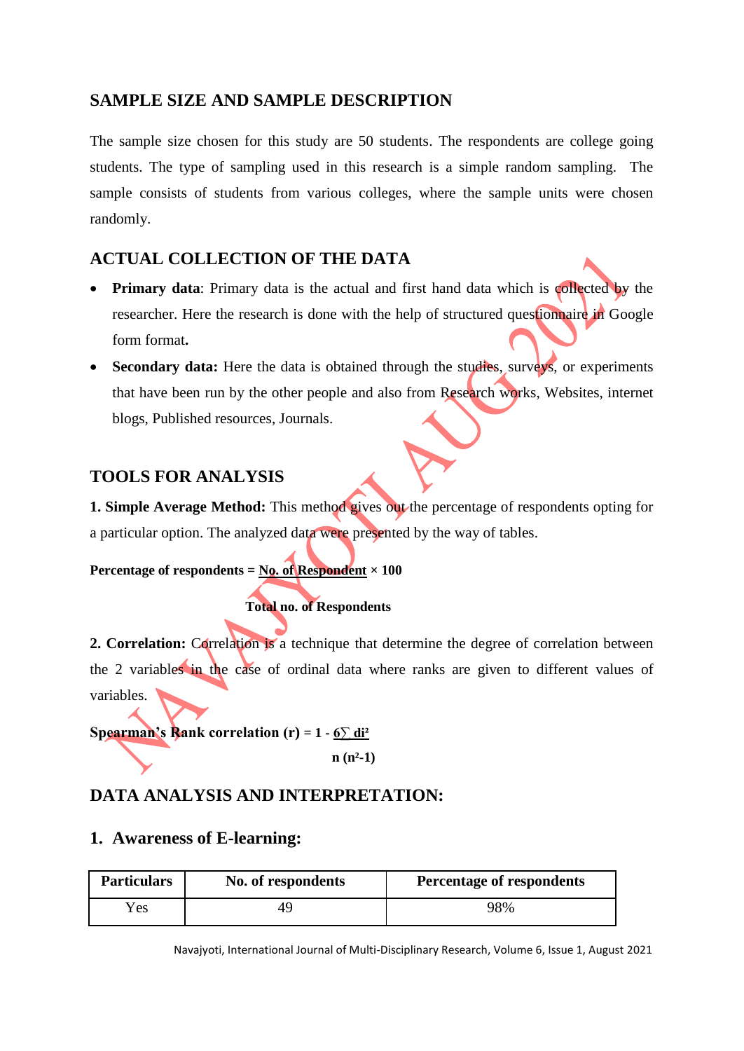## SAMPLE SIZE AND SAMPLE DESCRIPTION

The sample size chosen for this study are 50 students. The respondents are college going students. The type of sampling used in this research is a simple random sampling. The sample consists of students from various colleges, where the sample units were chosen randomly.

## ACTUAL COLLECTION OF THE DATA

- **Primary data**: Primary data is the actual and first hand data which is collected by the researcher. Here the research is done with the help of structured questionnaire in Google form format**.**
- **Secondary data:** Here the data is obtained through the studies, surveys, or experiments that have been run by the other people and also from Research works, Websites, internet blogs, Published resources, Journals.

## TOOLS FOR ANALYSIS

**1. Simple Average Method:** This method gives out the percentage of respondents opting for a particular option. The analyzed data were presented by the way of tables.

$$\textbf{Percentage of respondents} = \frac{\textbf{No. of Respondent}}{\textbf{Total no. of Respondents}} \times 100$$

**2. Correlation:** Correlation is a technique that determine the degree of correlation between the 2 variables in the case of ordinal data where ranks are given to different values of variables.

$$\textbf{Spearman's Rank correlation } (r) = 1 - \frac{6\sum d_i^2}{n(n^2-1)}$$

## DATA ANALYSIS AND INTERPRETATION:

### 1. Awareness of E-learning:

| Particulars | No. of respondents | Percentage of respondents |
|---|---|---|
| Yes | 49 | 98% |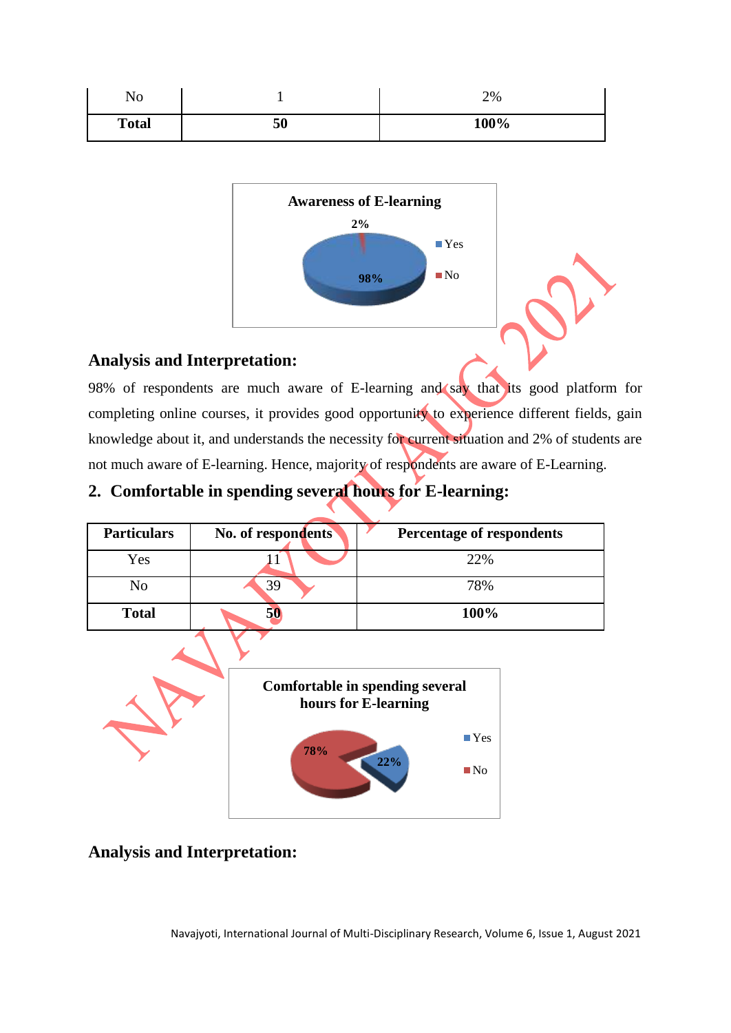| No | 1 | 2% |
|---|---|---|
| **Total** | **50** | **100%** |

**Awareness of E-learning**

2%

98%

Yes

No

## Analysis and Interpretation:

98% of respondents are much aware of E-learning and say that its good platform for completing online courses, it provides good opportunity to experience different fields, gain knowledge about it, and understands the necessity for current situation and 2% of students are not much aware of E-learning. Hence, majority of respondents are aware of E-Learning.

## 2. Comfortable in spending several hours for E-learning:

| Particulars | No. of respondents | Percentage of respondents |
|---|---|---|
| Yes | 11 | 22% |
| No | 39 | 78% |
| **Total** | **50** | **100%** |

**Comfortable in spending several hours for E-learning**

78%

22%

Yes

No

## Analysis and Interpretation: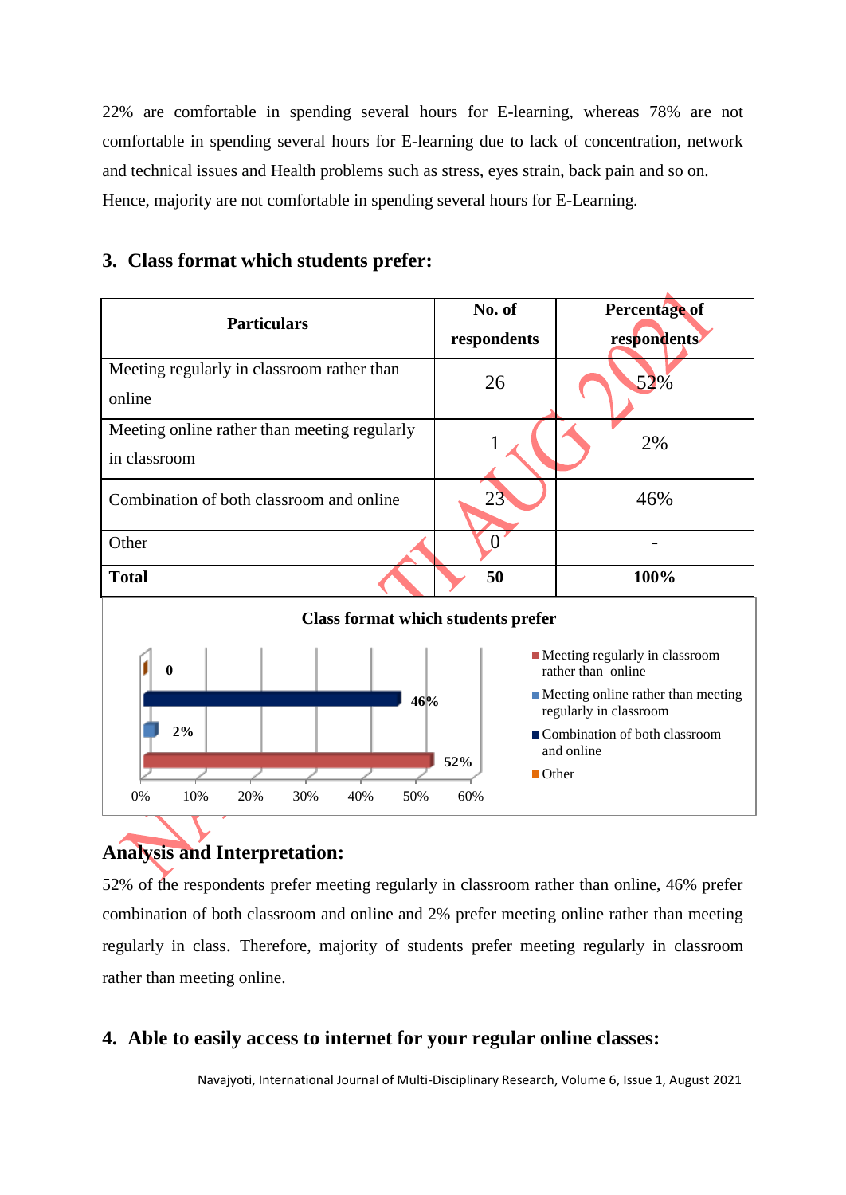22% are comfortable in spending several hours for E-learning, whereas 78% are not comfortable in spending several hours for E-learning due to lack of concentration, network and technical issues and Health problems such as stress, eyes strain, back pain and so on. Hence, majority are not comfortable in spending several hours for E-Learning.

## 3. Class format which students prefer:

| Particulars | No. of respondents | Percentage of respondents |
|---|---|---|
| Meeting regularly in classroom rather than online | 26 | 52% |
| Meeting online rather than meeting regularly in classroom | 1 | 2% |
| Combination of both classroom and online | 23 | 46% |
| Other | 0 | - |
| **Total** | **50** | **100%** |

**Class format which students prefer**

## Analysis and Interpretation:

52% of the respondents prefer meeting regularly in classroom rather than online, 46% prefer combination of both classroom and online and 2% prefer meeting online rather than meeting regularly in class. Therefore, majority of students prefer meeting regularly in classroom rather than meeting online.

## 4. Able to easily access to internet for your regular online classes: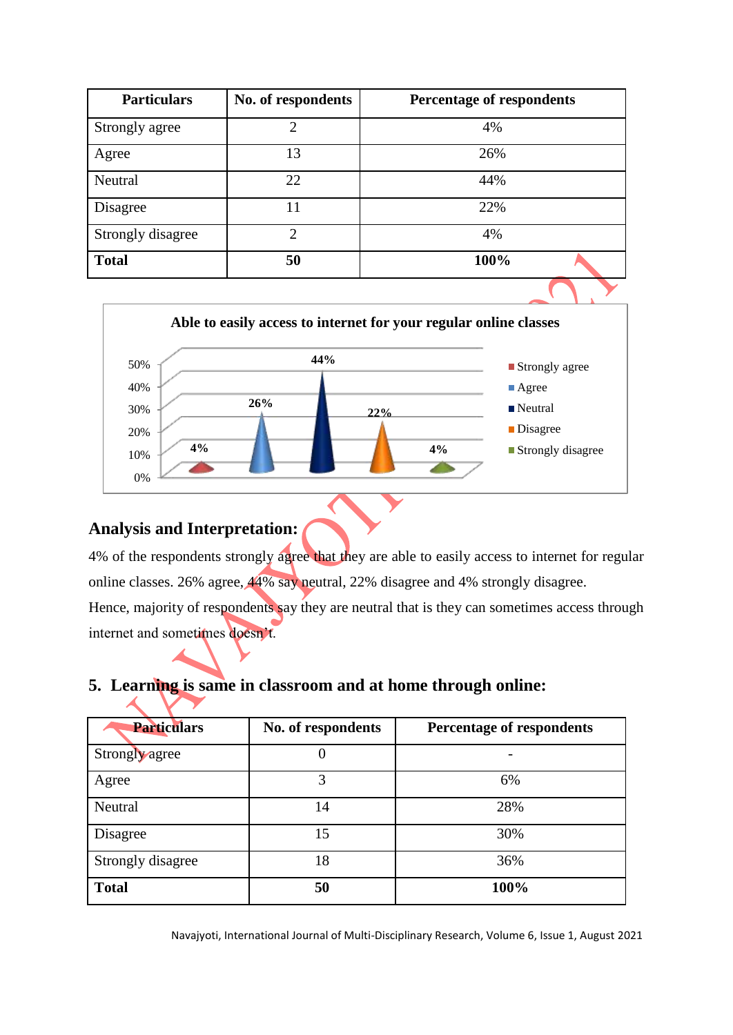| Particulars | No. of respondents | Percentage of respondents |
|---|---|---|
| Strongly agree | 2 | 4% |
| Agree | 13 | 26% |
| Neutral | 22 | 44% |
| Disagree | 11 | 22% |
| Strongly disagree | 2 | 4% |
| **Total** | **50** | **100%** |

**Able to easily access to internet for your regular online classes**

| Particulars | Percentage |
|---|---|
| Strongly agree | 4% |
| Agree | 26% |
| Neutral | 44% |
| Disagree | 22% |
| Strongly disagree | 4% |

## Analysis and Interpretation:

4% of the respondents strongly agree that they are able to easily access to internet for regular online classes. 26% agree, 44% say neutral, 22% disagree and 4% strongly disagree. Hence, majority of respondents say they are neutral that is they can sometimes access through internet and sometimes doesn't.

## 5. Learning is same in classroom and at home through online:

| Particulars | No. of respondents | Percentage of respondents |
|---|---|---|
| Strongly agree | 0 | - |
| Agree | 3 | 6% |
| Neutral | 14 | 28% |
| Disagree | 15 | 30% |
| Strongly disagree | 18 | 36% |
| **Total** | **50** | **100%** |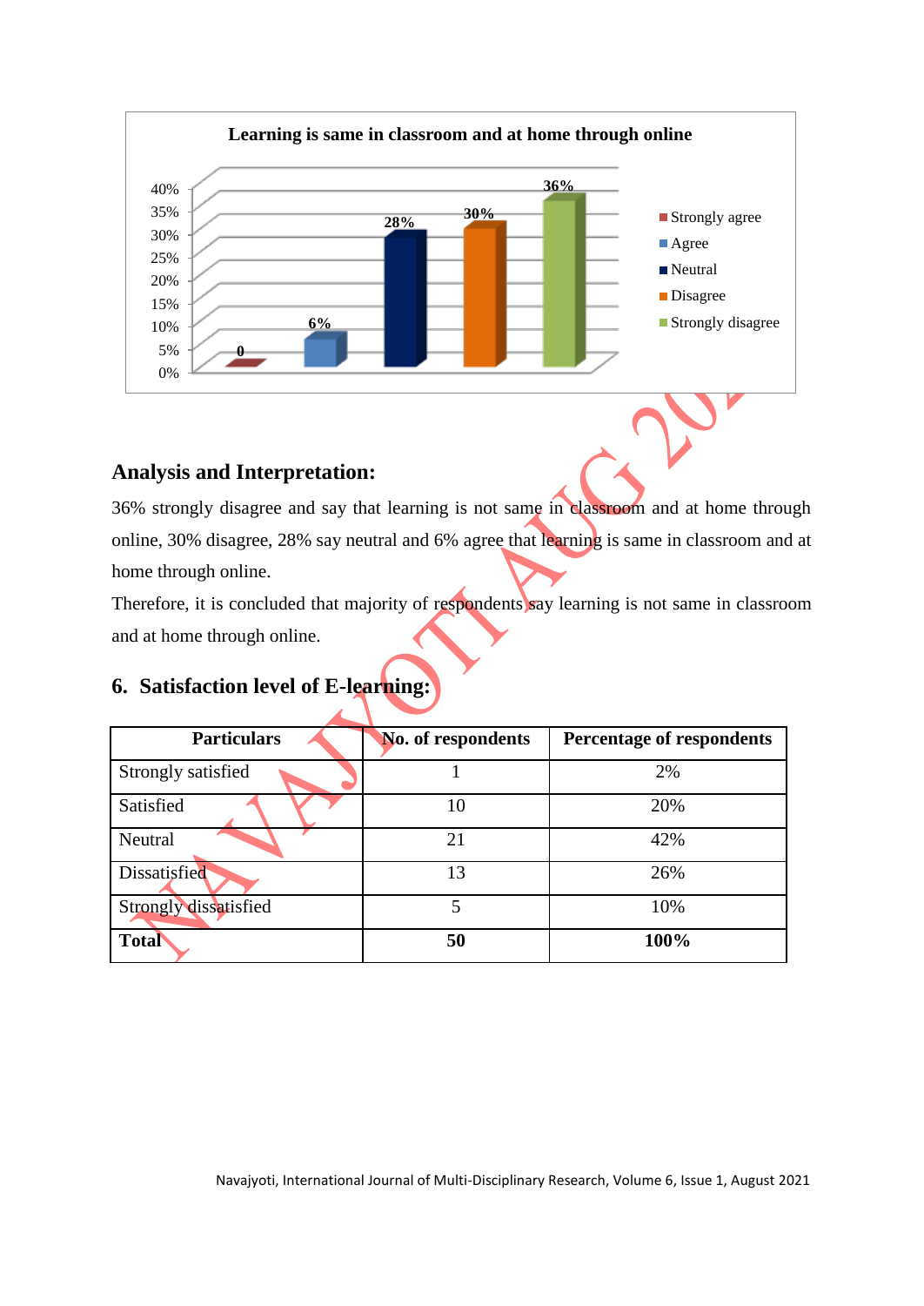**Learning is same in classroom and at home through online**

| Response | Percentage |
|---|---|
| Strongly agree | 0 |
| Agree | 6% |
| Neutral | 28% |
| Disagree | 30% |
| Strongly disagree | 36% |

## Analysis and Interpretation:

36% strongly disagree and say that learning is not same in classroom and at home through online, 30% disagree, 28% say neutral and 6% agree that learning is same in classroom and at home through online.

Therefore, it is concluded that majority of respondents say learning is not same in classroom and at home through online.

## 6. Satisfaction level of E-learning:

| Particulars | No. of respondents | Percentage of respondents |
|---|---|---|
| Strongly satisfied | 1 | 2% |
| Satisfied | 10 | 20% |
| Neutral | 21 | 42% |
| Dissatisfied | 13 | 26% |
| Strongly dissatisfied | 5 | 10% |
| **Total** | **50** | **100%** |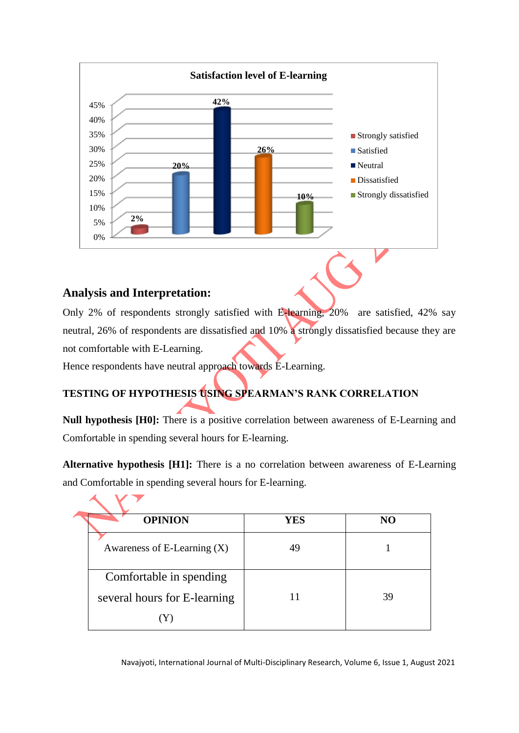**Satisfaction level of E-learning**

| Satisfaction level | Percentage |
|---|---|
| Strongly satisfied | 2% |
| Satisfied | 20% |
| Neutral | 42% |
| Dissatisfied | 26% |
| Strongly dissatisfied | 10% |

## Analysis and Interpretation:

Only 2% of respondents strongly satisfied with E-learning, 20% are satisfied, 42% say neutral, 26% of respondents are dissatisfied and 10% a strongly dissatisfied because they are not comfortable with E-Learning.

Hence respondents have neutral approach towards E-Learning.

### TESTING OF HYPOTHESIS USING SPEARMAN'S RANK CORRELATION

**Null hypothesis [H0]:** There is a positive correlation between awareness of E-Learning and Comfortable in spending several hours for E-learning.

**Alternative hypothesis [H1]:** There is a no correlation between awareness of E-Learning and Comfortable in spending several hours for E-learning.

| OPINION | YES | NO |
|---|---|---|
| Awareness of E-Learning (X) | 49 | 1 |
| Comfortable in spending several hours for E-learning (Y) | 11 | 39 |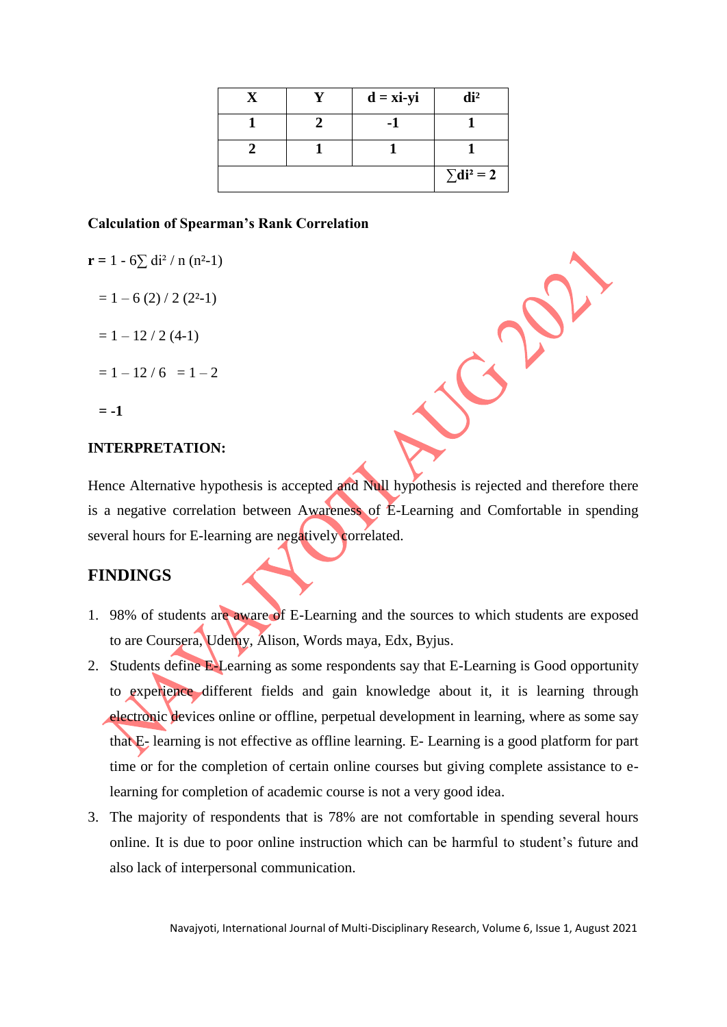| X | Y | d = xi-yi | di² |
|---|---|---|---|
| 1 | 2 | -1 | 1 |
| 2 | 1 | 1 | 1 |
| | | | ∑di² = 2 |

**Calculation of Spearman's Rank Correlation**

$$\mathbf{r} = 1 - 6\sum d_i^2 / n\,(n^2-1)$$

$$= 1 - 6\,(2) / 2\,(2^2-1)$$

$$= 1 - 12 / 2\,(4-1)$$

$$= 1 - 12 / 6 \quad = 1 - 2$$

$$\mathbf{= -1}$$

**INTERPRETATION:**

Hence Alternative hypothesis is accepted and Null hypothesis is rejected and therefore there is a negative correlation between Awareness of E-Learning and Comfortable in spending several hours for E-learning are negatively correlated.

## FINDINGS

1. 98% of students are aware of E-Learning and the sources to which students are exposed to are Coursera, Udemy, Alison, Words maya, Edx, Byjus.
2. Students define E-Learning as some respondents say that E-Learning is Good opportunity to experience different fields and gain knowledge about it, it is learning through electronic devices online or offline, perpetual development in learning, where as some say that E- learning is not effective as offline learning. E- Learning is a good platform for part time or for the completion of certain online courses but giving complete assistance to e-learning for completion of academic course is not a very good idea.
3. The majority of respondents that is 78% are not comfortable in spending several hours online. It is due to poor online instruction which can be harmful to student's future and also lack of interpersonal communication.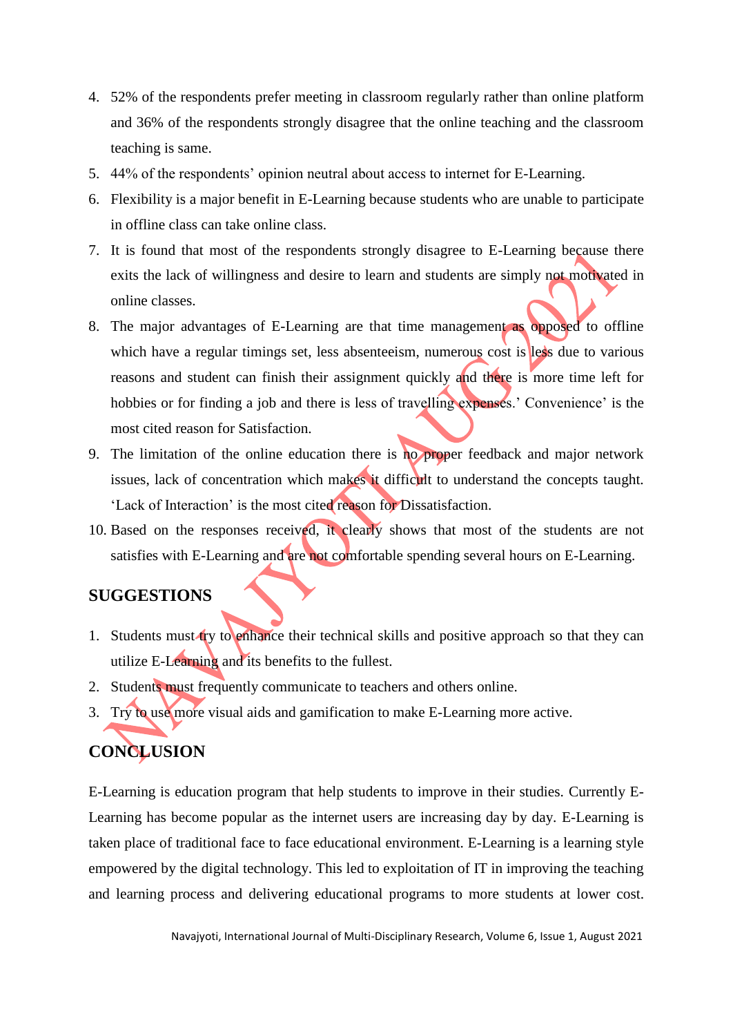4. 52% of the respondents prefer meeting in classroom regularly rather than online platform and 36% of the respondents strongly disagree that the online teaching and the classroom teaching is same.
5. 44% of the respondents' opinion neutral about access to internet for E-Learning.
6. Flexibility is a major benefit in E-Learning because students who are unable to participate in offline class can take online class.
7. It is found that most of the respondents strongly disagree to E-Learning because there exits the lack of willingness and desire to learn and students are simply not motivated in online classes.
8. The major advantages of E-Learning are that time management as opposed to offline which have a regular timings set, less absenteeism, numerous cost is less due to various reasons and student can finish their assignment quickly and there is more time left for hobbies or for finding a job and there is less of travelling expenses.' Convenience' is the most cited reason for Satisfaction.
9. The limitation of the online education there is no proper feedback and major network issues, lack of concentration which makes it difficult to understand the concepts taught. 'Lack of Interaction' is the most cited reason for Dissatisfaction.
10. Based on the responses received, it clearly shows that most of the students are not satisfies with E-Learning and are not comfortable spending several hours on E-Learning.

## SUGGESTIONS

1. Students must try to enhance their technical skills and positive approach so that they can utilize E-Learning and its benefits to the fullest.
2. Students must frequently communicate to teachers and others online.
3. Try to use more visual aids and gamification to make E-Learning more active.

## CONCLUSION

E-Learning is education program that help students to improve in their studies. Currently E-Learning has become popular as the internet users are increasing day by day. E-Learning is taken place of traditional face to face educational environment. E-Learning is a learning style empowered by the digital technology. This led to exploitation of IT in improving the teaching and learning process and delivering educational programs to more students at lower cost.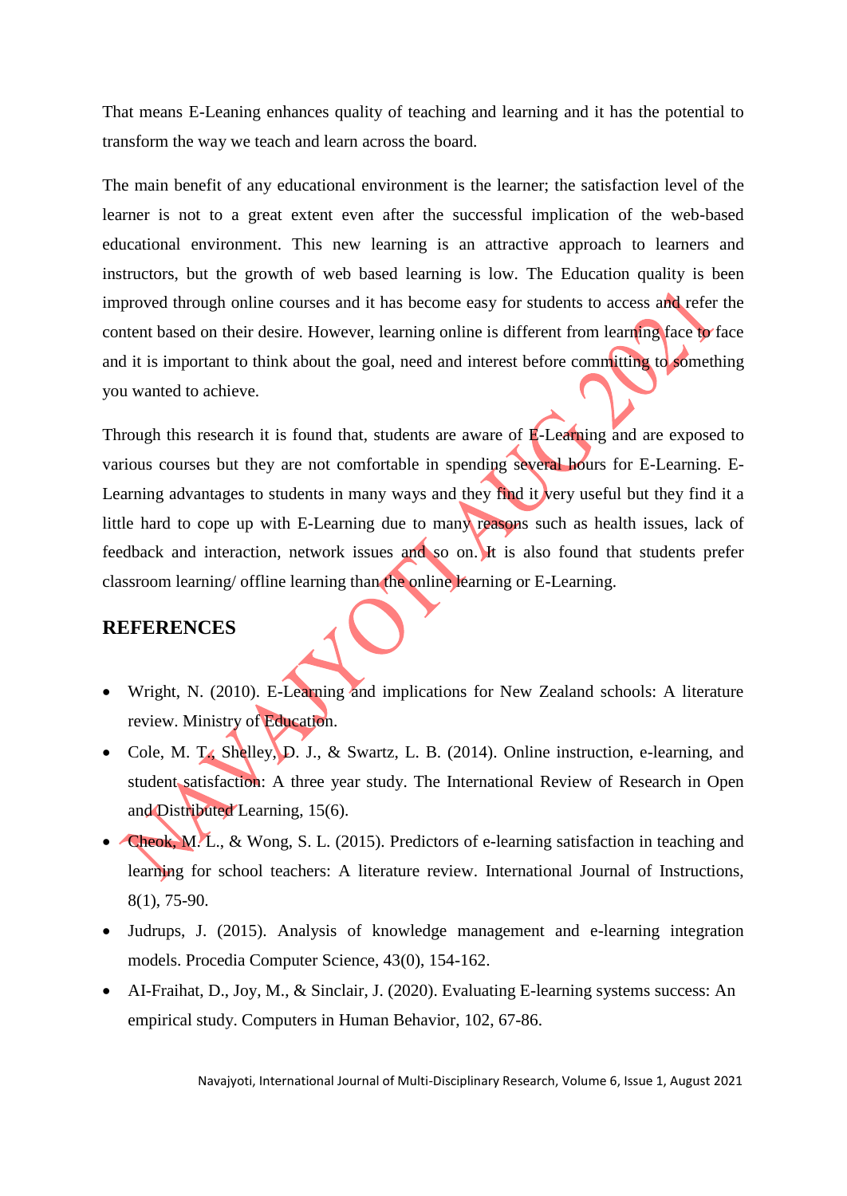That means E-Leaning enhances quality of teaching and learning and it has the potential to transform the way we teach and learn across the board.

The main benefit of any educational environment is the learner; the satisfaction level of the learner is not to a great extent even after the successful implication of the web-based educational environment. This new learning is an attractive approach to learners and instructors, but the growth of web based learning is low. The Education quality is been improved through online courses and it has become easy for students to access and refer the content based on their desire. However, learning online is different from learning face to face and it is important to think about the goal, need and interest before committing to something you wanted to achieve.

Through this research it is found that, students are aware of E-Learning and are exposed to various courses but they are not comfortable in spending several hours for E-Learning. E-Learning advantages to students in many ways and they find it very useful but they find it a little hard to cope up with E-Learning due to many reasons such as health issues, lack of feedback and interaction, network issues and so on. It is also found that students prefer classroom learning/ offline learning than the online learning or E-Learning.

## REFERENCES

- Wright, N. (2010). E-Learning and implications for New Zealand schools: A literature review. Ministry of Education.
- Cole, M. T., Shelley, D. J., & Swartz, L. B. (2014). Online instruction, e-learning, and student satisfaction: A three year study. The International Review of Research in Open and Distributed Learning, 15(6).
- Cheok, M. L., & Wong, S. L. (2015). Predictors of e-learning satisfaction in teaching and learning for school teachers: A literature review. International Journal of Instructions, 8(1), 75-90.
- Judrups, J. (2015). Analysis of knowledge management and e-learning integration models. Procedia Computer Science, 43(0), 154-162.
- AI-Fraihat, D., Joy, M., & Sinclair, J. (2020). Evaluating E-learning systems success: An empirical study. Computers in Human Behavior, 102, 67-86.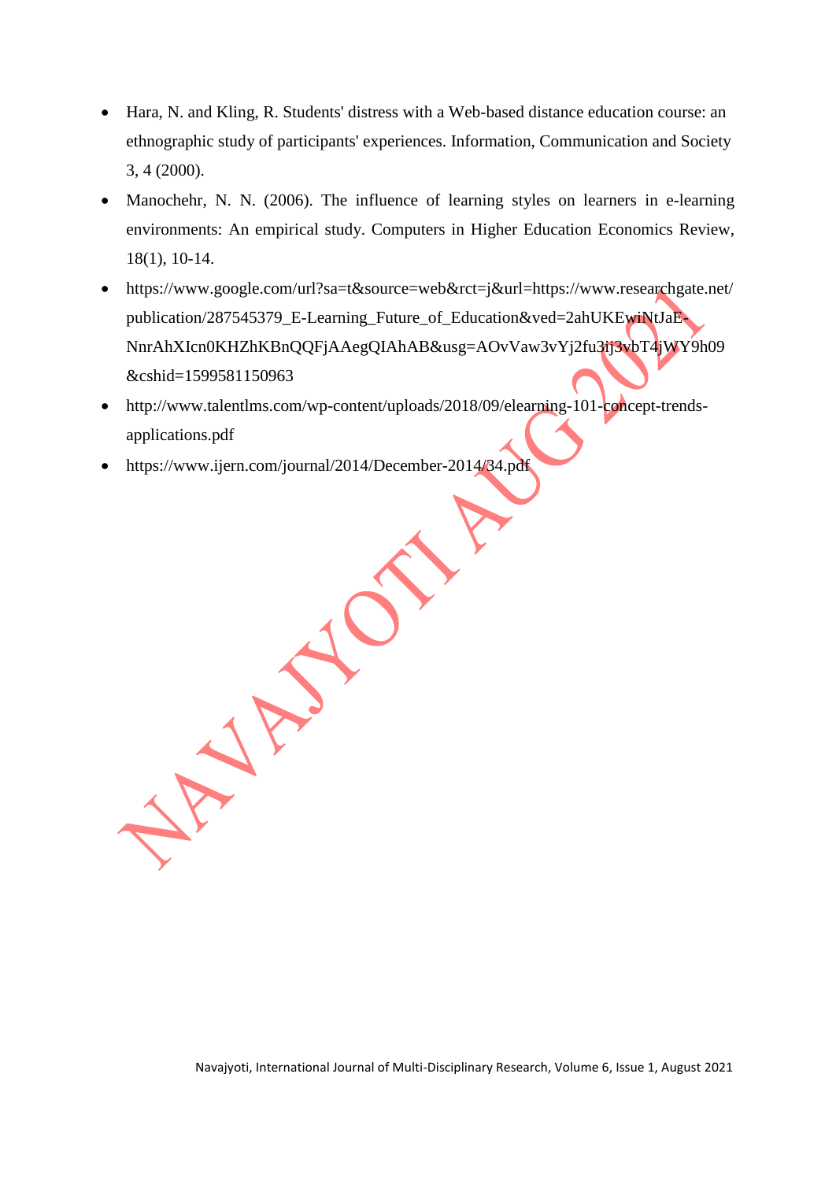- Hara, N. and Kling, R. Students' distress with a Web-based distance education course: an ethnographic study of participants' experiences. Information, Communication and Society 3, 4 (2000).
- Manochehr, N. N. (2006). The influence of learning styles on learners in e-learning environments: An empirical study. Computers in Higher Education Economics Review, 18(1), 10-14.
- https://www.google.com/url?sa=t&source=web&rct=j&url=https://www.researchgate.net/publication/287545379_E-Learning_Future_of_Education&ved=2ahUKEwiNtJaE-NnrAhXIcn0KHZhKBnQQFjAAegQIAhAB&usg=AOvVaw3vYj2fu3ij3vbT4jWY9h09&cshid=1599581150963
- http://www.talentlms.com/wp-content/uploads/2018/09/elearning-101-concept-trends-applications.pdf
- https://www.ijern.com/journal/2014/December-2014/34.pdf